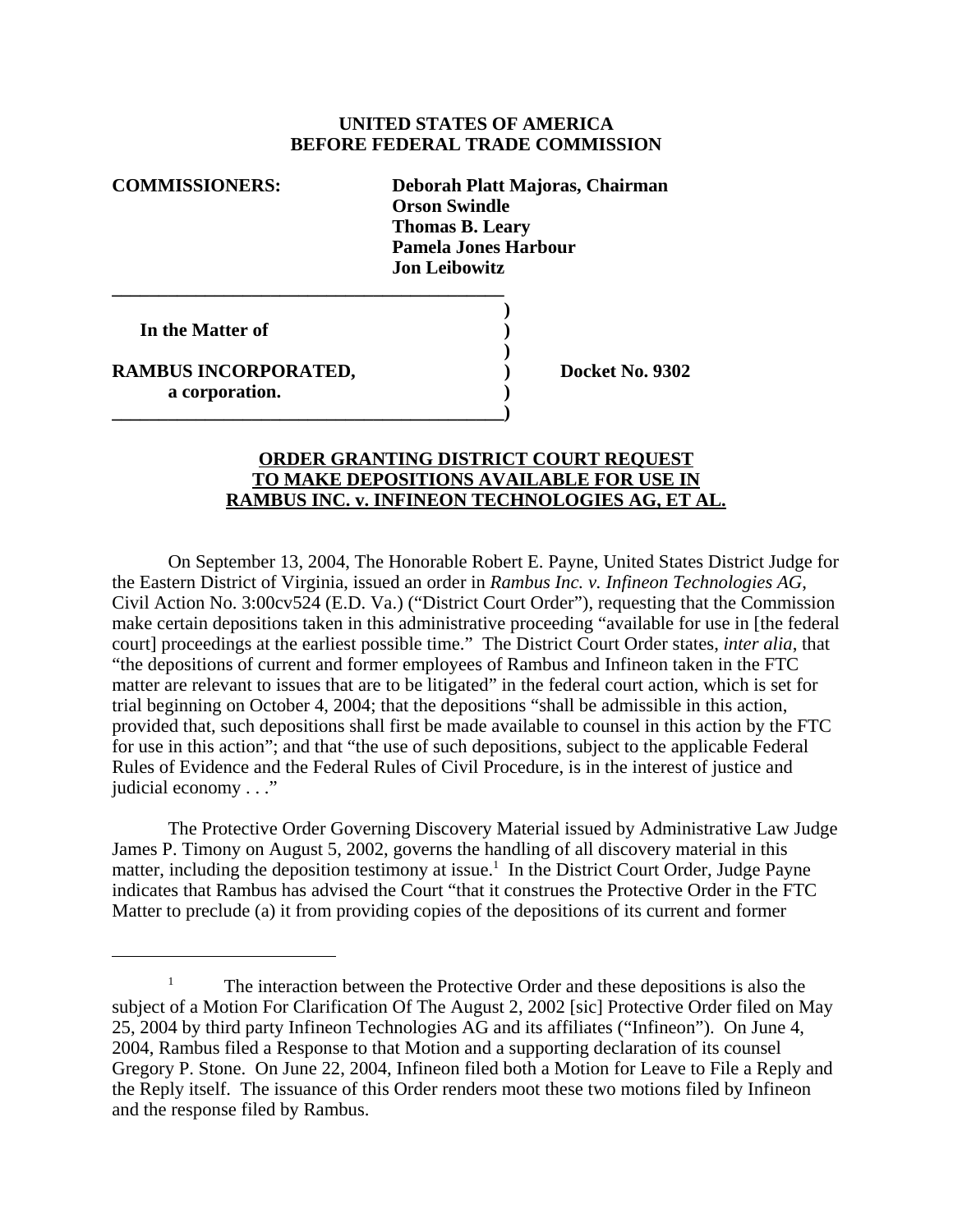**UNITED STATES OF AMERICA**
**BEFORE FEDERAL TRADE COMMISSION**

**COMMISSIONERS:** **Deborah Platt Majoras, Chairman**
**Orson Swindle**
**Thomas B. Leary**
**Pamela Jones Harbour**
**Jon Leibowitz**

| | | |
|---|---|---|
| **In the Matter of** | ) | |
| | ) | |
| **RAMBUS INCORPORATED,** | ) | **Docket No. 9302** |
| **a corporation.** | ) | |

**ORDER GRANTING DISTRICT COURT REQUEST TO MAKE DEPOSITIONS AVAILABLE FOR USE IN RAMBUS INC. v. INFINEON TECHNOLOGIES AG, ET AL.**

On September 13, 2004, The Honorable Robert E. Payne, United States District Judge for the Eastern District of Virginia, issued an order in *Rambus Inc. v. Infineon Technologies AG*, Civil Action No. 3:00cv524 (E.D. Va.) ("District Court Order"), requesting that the Commission make certain depositions taken in this administrative proceeding "available for use in [the federal court] proceedings at the earliest possible time." The District Court Order states, *inter alia*, that "the depositions of current and former employees of Rambus and Infineon taken in the FTC matter are relevant to issues that are to be litigated" in the federal court action, which is set for trial beginning on October 4, 2004; that the depositions "shall be admissible in this action, provided that, such depositions shall first be made available to counsel in this action by the FTC for use in this action"; and that "the use of such depositions, subject to the applicable Federal Rules of Evidence and the Federal Rules of Civil Procedure, is in the interest of justice and judicial economy . . ."

The Protective Order Governing Discovery Material issued by Administrative Law Judge James P. Timony on August 5, 2002, governs the handling of all discovery material in this matter, including the deposition testimony at issue.[1] In the District Court Order, Judge Payne indicates that Rambus has advised the Court "that it construes the Protective Order in the FTC Matter to preclude (a) it from providing copies of the depositions of its current and former

---

[1] The interaction between the Protective Order and these depositions is also the subject of a Motion For Clarification Of The August 2, 2002 [sic] Protective Order filed on May 25, 2004 by third party Infineon Technologies AG and its affiliates ("Infineon"). On June 4, 2004, Rambus filed a Response to that Motion and a supporting declaration of its counsel Gregory P. Stone. On June 22, 2004, Infineon filed both a Motion for Leave to File a Reply and the Reply itself. The issuance of this Order renders moot these two motions filed by Infineon and the response filed by Rambus.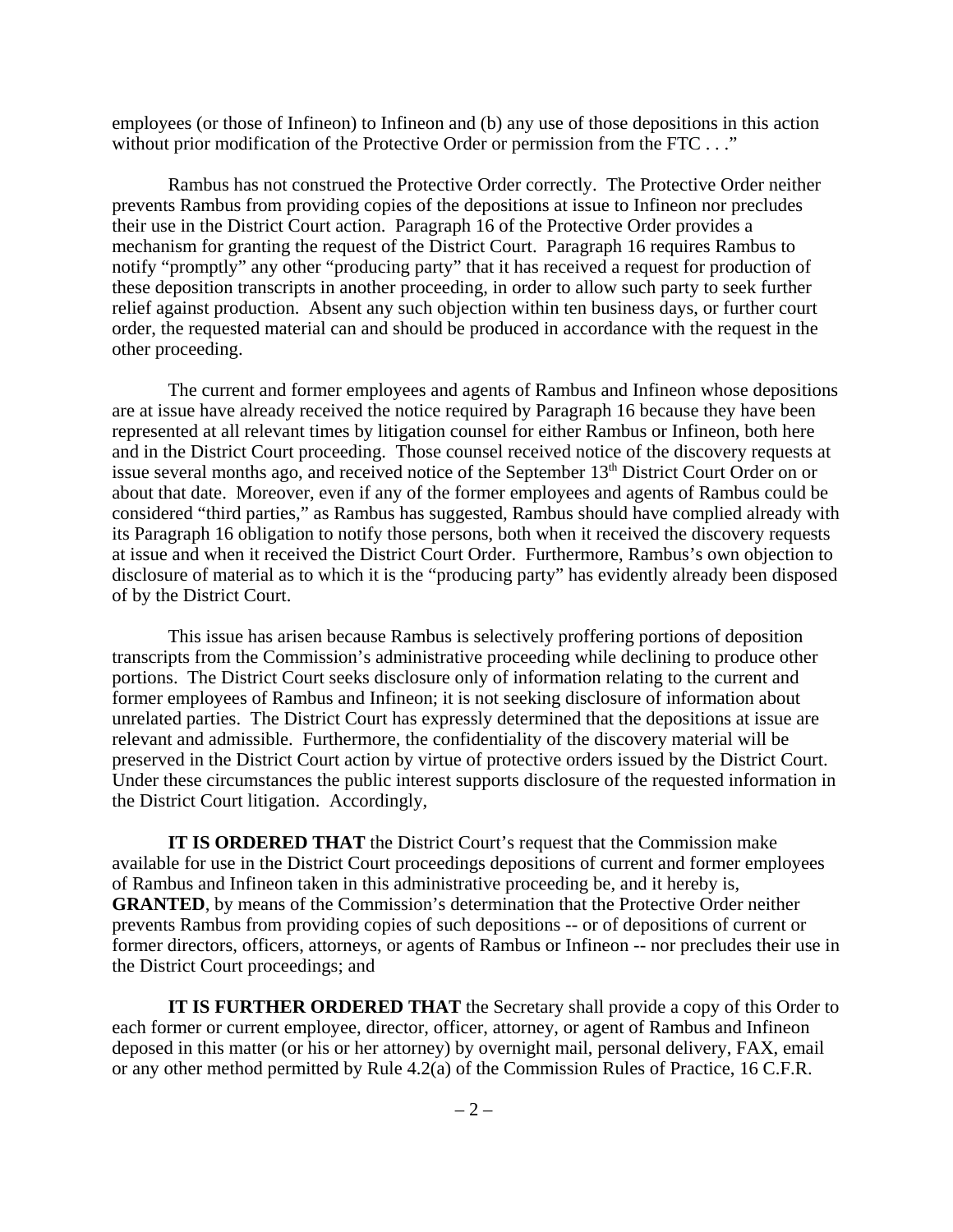employees (or those of Infineon) to Infineon and (b) any use of those depositions in this action without prior modification of the Protective Order or permission from the FTC . . ."

Rambus has not construed the Protective Order correctly. The Protective Order neither prevents Rambus from providing copies of the depositions at issue to Infineon nor precludes their use in the District Court action. Paragraph 16 of the Protective Order provides a mechanism for granting the request of the District Court. Paragraph 16 requires Rambus to notify "promptly" any other "producing party" that it has received a request for production of these deposition transcripts in another proceeding, in order to allow such party to seek further relief against production. Absent any such objection within ten business days, or further court order, the requested material can and should be produced in accordance with the request in the other proceeding.

The current and former employees and agents of Rambus and Infineon whose depositions are at issue have already received the notice required by Paragraph 16 because they have been represented at all relevant times by litigation counsel for either Rambus or Infineon, both here and in the District Court proceeding. Those counsel received notice of the discovery requests at issue several months ago, and received notice of the September 13th District Court Order on or about that date. Moreover, even if any of the former employees and agents of Rambus could be considered "third parties," as Rambus has suggested, Rambus should have complied already with its Paragraph 16 obligation to notify those persons, both when it received the discovery requests at issue and when it received the District Court Order. Furthermore, Rambus's own objection to disclosure of material as to which it is the "producing party" has evidently already been disposed of by the District Court.

This issue has arisen because Rambus is selectively proffering portions of deposition transcripts from the Commission's administrative proceeding while declining to produce other portions. The District Court seeks disclosure only of information relating to the current and former employees of Rambus and Infineon; it is not seeking disclosure of information about unrelated parties. The District Court has expressly determined that the depositions at issue are relevant and admissible. Furthermore, the confidentiality of the discovery material will be preserved in the District Court action by virtue of protective orders issued by the District Court. Under these circumstances the public interest supports disclosure of the requested information in the District Court litigation. Accordingly,

**IT IS ORDERED THAT** the District Court's request that the Commission make available for use in the District Court proceedings depositions of current and former employees of Rambus and Infineon taken in this administrative proceeding be, and it hereby is, **GRANTED**, by means of the Commission's determination that the Protective Order neither prevents Rambus from providing copies of such depositions -- or of depositions of current or former directors, officers, attorneys, or agents of Rambus or Infineon -- nor precludes their use in the District Court proceedings; and

**IT IS FURTHER ORDERED THAT** the Secretary shall provide a copy of this Order to each former or current employee, director, officer, attorney, or agent of Rambus and Infineon deposed in this matter (or his or her attorney) by overnight mail, personal delivery, FAX, email or any other method permitted by Rule 4.2(a) of the Commission Rules of Practice, 16 C.F.R.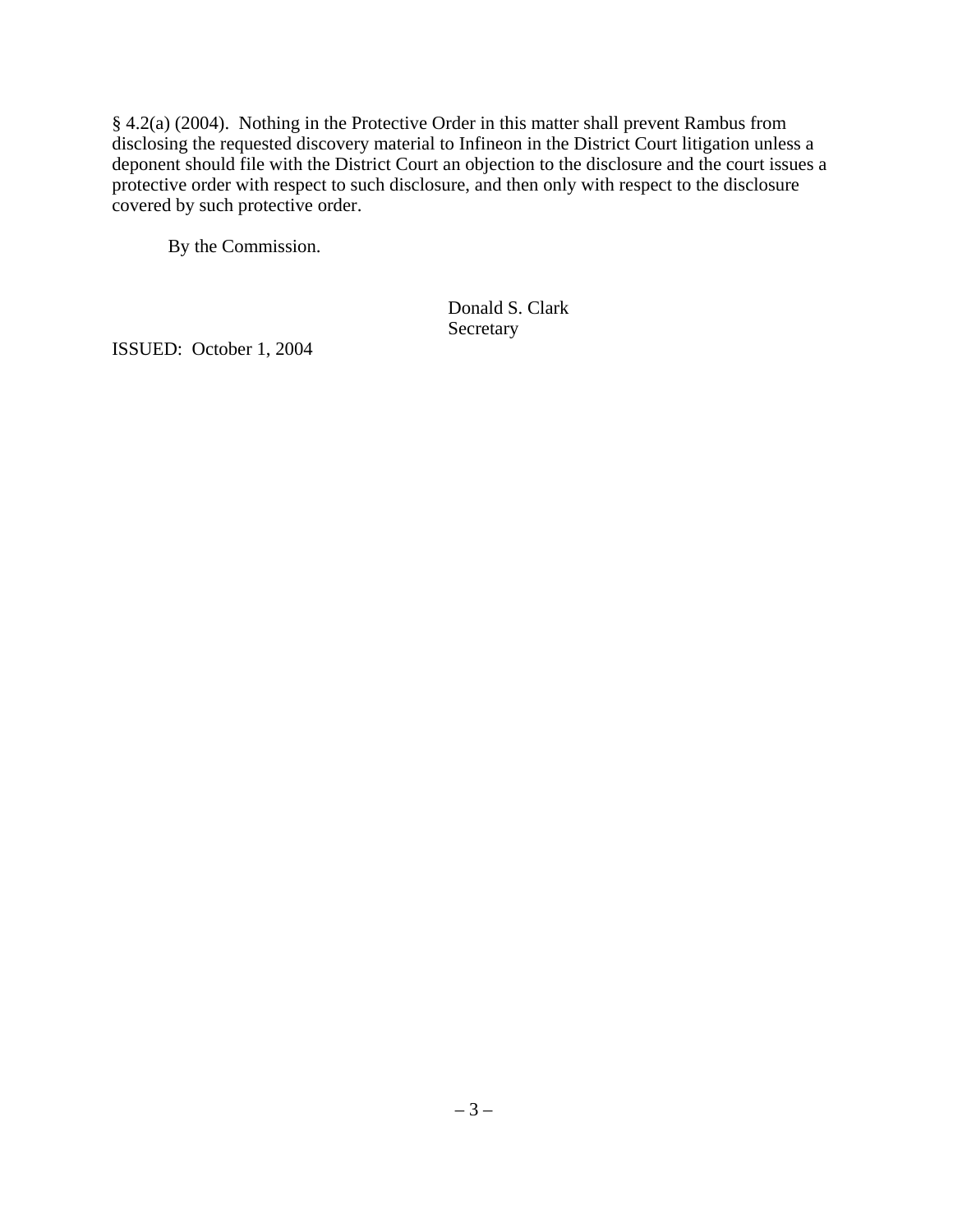§ 4.2(a) (2004). Nothing in the Protective Order in this matter shall prevent Rambus from disclosing the requested discovery material to Infineon in the District Court litigation unless a deponent should file with the District Court an objection to the disclosure and the court issues a protective order with respect to such disclosure, and then only with respect to the disclosure covered by such protective order.

By the Commission.

Donald S. Clark
Secretary

ISSUED: October 1, 2004